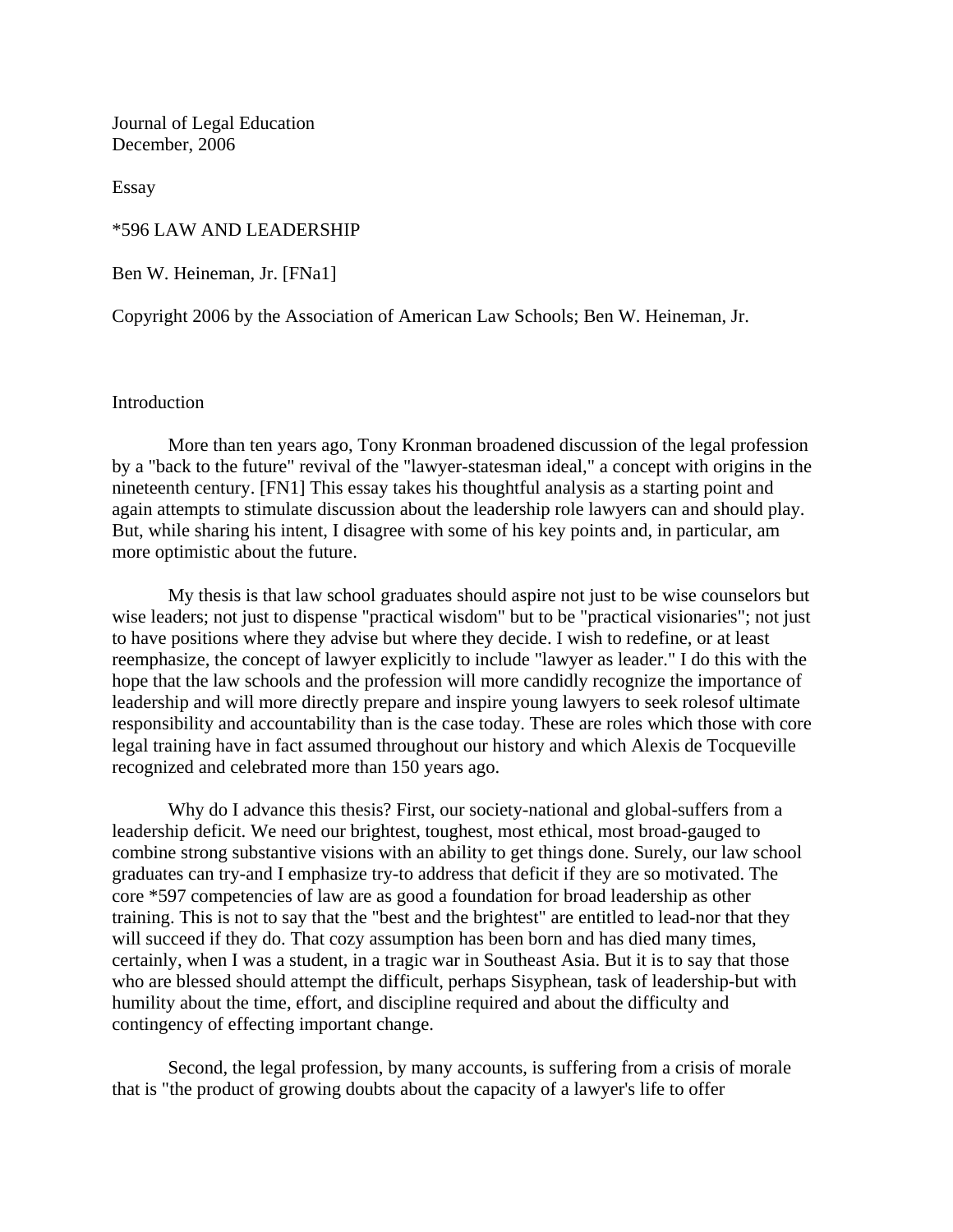Journal of Legal Education
December, 2006

Essay

# *596 LAW AND LEADERSHIP

Ben W. Heineman, Jr. [FNa1]

Copyright 2006 by the Association of American Law Schools; Ben W. Heineman, Jr.

## Introduction

More than ten years ago, Tony Kronman broadened discussion of the legal profession by a "back to the future" revival of the "lawyer-statesman ideal," a concept with origins in the nineteenth century. [FN1] This essay takes his thoughtful analysis as a starting point and again attempts to stimulate discussion about the leadership role lawyers can and should play. But, while sharing his intent, I disagree with some of his key points and, in particular, am more optimistic about the future.

My thesis is that law school graduates should aspire not just to be wise counselors but wise leaders; not just to dispense "practical wisdom" but to be "practical visionaries"; not just to have positions where they advise but where they decide. I wish to redefine, or at least reemphasize, the concept of lawyer explicitly to include "lawyer as leader." I do this with the hope that the law schools and the profession will more candidly recognize the importance of leadership and will more directly prepare and inspire young lawyers to seek rolesof ultimate responsibility and accountability than is the case today. These are roles which those with core legal training have in fact assumed throughout our history and which Alexis de Tocqueville recognized and celebrated more than 150 years ago.

Why do I advance this thesis? First, our society-national and global-suffers from a leadership deficit. We need our brightest, toughest, most ethical, most broad-gauged to combine strong substantive visions with an ability to get things done. Surely, our law school graduates can try-and I emphasize try-to address that deficit if they are so motivated. The core *597 competencies of law are as good a foundation for broad leadership as other training. This is not to say that the "best and the brightest" are entitled to lead-nor that they will succeed if they do. That cozy assumption has been born and has died many times, certainly, when I was a student, in a tragic war in Southeast Asia. But it is to say that those who are blessed should attempt the difficult, perhaps Sisyphean, task of leadership-but with humility about the time, effort, and discipline required and about the difficulty and contingency of effecting important change.

Second, the legal profession, by many accounts, is suffering from a crisis of morale that is "the product of growing doubts about the capacity of a lawyer's life to offer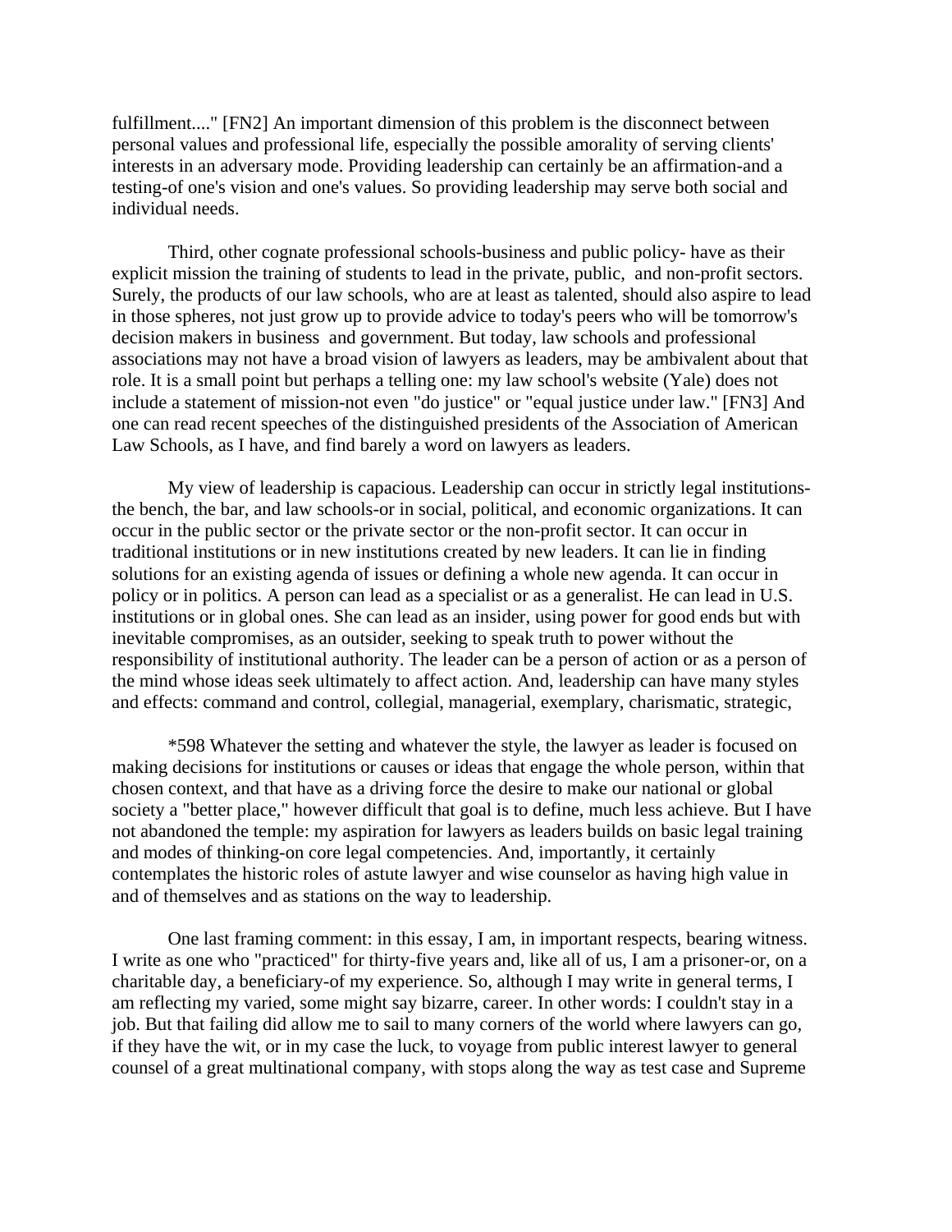fulfillment...." [FN2] An important dimension of this problem is the disconnect between personal values and professional life, especially the possible amorality of serving clients' interests in an adversary mode. Providing leadership can certainly be an affirmation-and a testing-of one's vision and one's values. So providing leadership may serve both social and individual needs.

Third, other cognate professional schools-business and public policy- have as their explicit mission the training of students to lead in the private, public, and non-profit sectors. Surely, the products of our law schools, who are at least as talented, should also aspire to lead in those spheres, not just grow up to provide advice to today's peers who will be tomorrow's decision makers in business and government. But today, law schools and professional associations may not have a broad vision of lawyers as leaders, may be ambivalent about that role. It is a small point but perhaps a telling one: my law school's website (Yale) does not include a statement of mission-not even "do justice" or "equal justice under law." [FN3] And one can read recent speeches of the distinguished presidents of the Association of American Law Schools, as I have, and find barely a word on lawyers as leaders.

My view of leadership is capacious. Leadership can occur in strictly legal institutions-the bench, the bar, and law schools-or in social, political, and economic organizations. It can occur in the public sector or the private sector or the non-profit sector. It can occur in traditional institutions or in new institutions created by new leaders. It can lie in finding solutions for an existing agenda of issues or defining a whole new agenda. It can occur in policy or in politics. A person can lead as a specialist or as a generalist. He can lead in U.S. institutions or in global ones. She can lead as an insider, using power for good ends but with inevitable compromises, as an outsider, seeking to speak truth to power without the responsibility of institutional authority. The leader can be a person of action or as a person of the mind whose ideas seek ultimately to affect action. And, leadership can have many styles and effects: command and control, collegial, managerial, exemplary, charismatic, strategic,

*598 Whatever the setting and whatever the style, the lawyer as leader is focused on making decisions for institutions or causes or ideas that engage the whole person, within that chosen context, and that have as a driving force the desire to make our national or global society a "better place," however difficult that goal is to define, much less achieve. But I have not abandoned the temple: my aspiration for lawyers as leaders builds on basic legal training and modes of thinking-on core legal competencies. And, importantly, it certainly contemplates the historic roles of astute lawyer and wise counselor as having high value in and of themselves and as stations on the way to leadership.

One last framing comment: in this essay, I am, in important respects, bearing witness. I write as one who "practiced" for thirty-five years and, like all of us, I am a prisoner-or, on a charitable day, a beneficiary-of my experience. So, although I may write in general terms, I am reflecting my varied, some might say bizarre, career. In other words: I couldn't stay in a job. But that failing did allow me to sail to many corners of the world where lawyers can go, if they have the wit, or in my case the luck, to voyage from public interest lawyer to general counsel of a great multinational company, with stops along the way as test case and Supreme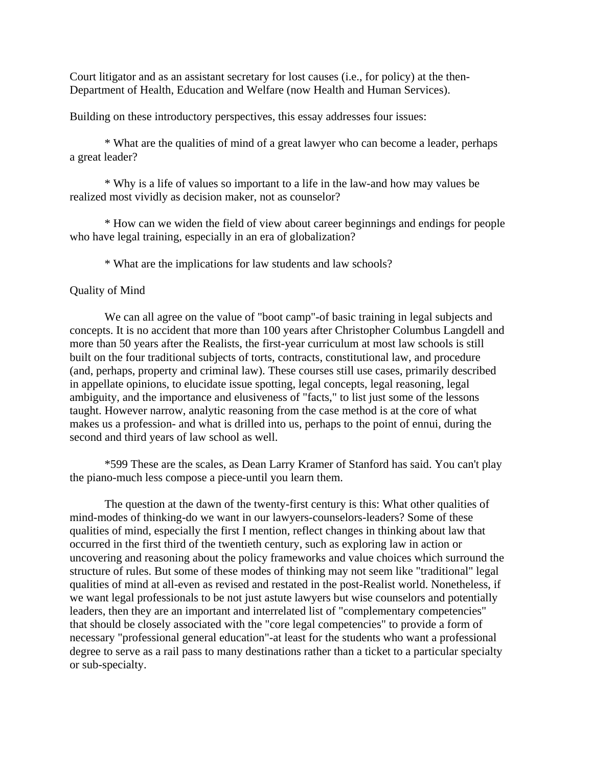Court litigator and as an assistant secretary for lost causes (i.e., for policy) at the then-Department of Health, Education and Welfare (now Health and Human Services).

Building on these introductory perspectives, this essay addresses four issues:

* What are the qualities of mind of a great lawyer who can become a leader, perhaps a great leader?

* Why is a life of values so important to a life in the law-and how may values be realized most vividly as decision maker, not as counselor?

* How can we widen the field of view about career beginnings and endings for people who have legal training, especially in an era of globalization?

* What are the implications for law students and law schools?

## Quality of Mind

We can all agree on the value of "boot camp"-of basic training in legal subjects and concepts. It is no accident that more than 100 years after Christopher Columbus Langdell and more than 50 years after the Realists, the first-year curriculum at most law schools is still built on the four traditional subjects of torts, contracts, constitutional law, and procedure (and, perhaps, property and criminal law). These courses still use cases, primarily described in appellate opinions, to elucidate issue spotting, legal concepts, legal reasoning, legal ambiguity, and the importance and elusiveness of "facts," to list just some of the lessons taught. However narrow, analytic reasoning from the case method is at the core of what makes us a profession- and what is drilled into us, perhaps to the point of ennui, during the second and third years of law school as well.

*599 These are the scales, as Dean Larry Kramer of Stanford has said. You can't play the piano-much less compose a piece-until you learn them.

The question at the dawn of the twenty-first century is this: What other qualities of mind-modes of thinking-do we want in our lawyers-counselors-leaders? Some of these qualities of mind, especially the first I mention, reflect changes in thinking about law that occurred in the first third of the twentieth century, such as exploring law in action or uncovering and reasoning about the policy frameworks and value choices which surround the structure of rules. But some of these modes of thinking may not seem like "traditional" legal qualities of mind at all-even as revised and restated in the post-Realist world. Nonetheless, if we want legal professionals to be not just astute lawyers but wise counselors and potentially leaders, then they are an important and interrelated list of "complementary competencies" that should be closely associated with the "core legal competencies" to provide a form of necessary "professional general education"-at least for the students who want a professional degree to serve as a rail pass to many destinations rather than a ticket to a particular specialty or sub-specialty.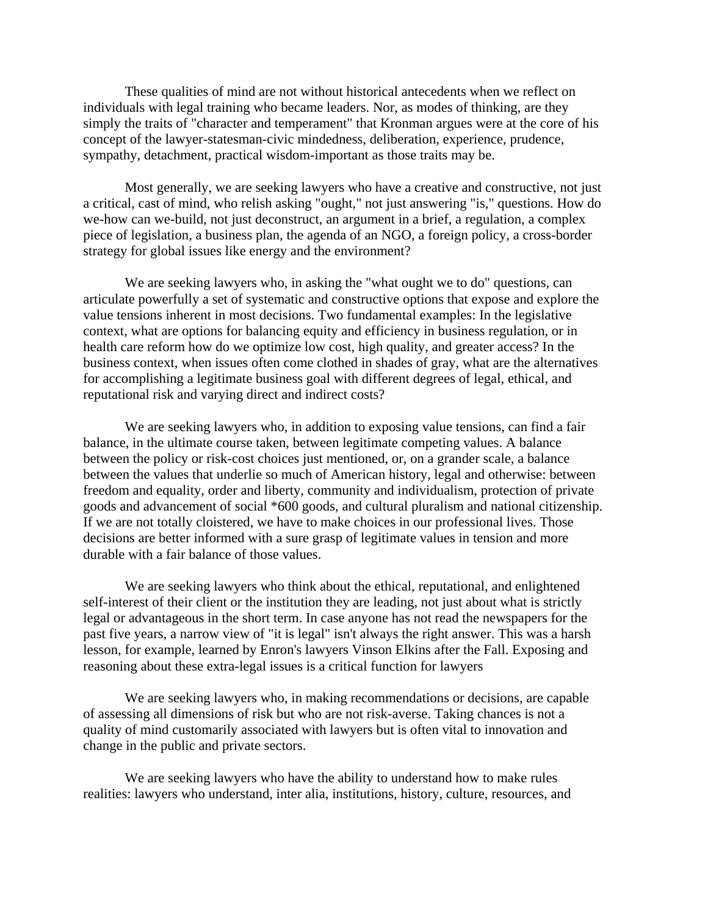These qualities of mind are not without historical antecedents when we reflect on individuals with legal training who became leaders. Nor, as modes of thinking, are they simply the traits of "character and temperament" that Kronman argues were at the core of his concept of the lawyer-statesman-civic mindedness, deliberation, experience, prudence, sympathy, detachment, practical wisdom-important as those traits may be.

Most generally, we are seeking lawyers who have a creative and constructive, not just a critical, cast of mind, who relish asking "ought," not just answering "is," questions. How do we-how can we-build, not just deconstruct, an argument in a brief, a regulation, a complex piece of legislation, a business plan, the agenda of an NGO, a foreign policy, a cross-border strategy for global issues like energy and the environment?

We are seeking lawyers who, in asking the "what ought we to do" questions, can articulate powerfully a set of systematic and constructive options that expose and explore the value tensions inherent in most decisions. Two fundamental examples: In the legislative context, what are options for balancing equity and efficiency in business regulation, or in health care reform how do we optimize low cost, high quality, and greater access? In the business context, when issues often come clothed in shades of gray, what are the alternatives for accomplishing a legitimate business goal with different degrees of legal, ethical, and reputational risk and varying direct and indirect costs?

We are seeking lawyers who, in addition to exposing value tensions, can find a fair balance, in the ultimate course taken, between legitimate competing values. A balance between the policy or risk-cost choices just mentioned, or, on a grander scale, a balance between the values that underlie so much of American history, legal and otherwise: between freedom and equality, order and liberty, community and individualism, protection of private goods and advancement of social *600 goods, and cultural pluralism and national citizenship. If we are not totally cloistered, we have to make choices in our professional lives. Those decisions are better informed with a sure grasp of legitimate values in tension and more durable with a fair balance of those values.

We are seeking lawyers who think about the ethical, reputational, and enlightened self-interest of their client or the institution they are leading, not just about what is strictly legal or advantageous in the short term. In case anyone has not read the newspapers for the past five years, a narrow view of "it is legal" isn't always the right answer. This was a harsh lesson, for example, learned by Enron's lawyers Vinson Elkins after the Fall. Exposing and reasoning about these extra-legal issues is a critical function for lawyers

We are seeking lawyers who, in making recommendations or decisions, are capable of assessing all dimensions of risk but who are not risk-averse. Taking chances is not a quality of mind customarily associated with lawyers but is often vital to innovation and change in the public and private sectors.

We are seeking lawyers who have the ability to understand how to make rules realities: lawyers who understand, inter alia, institutions, history, culture, resources, and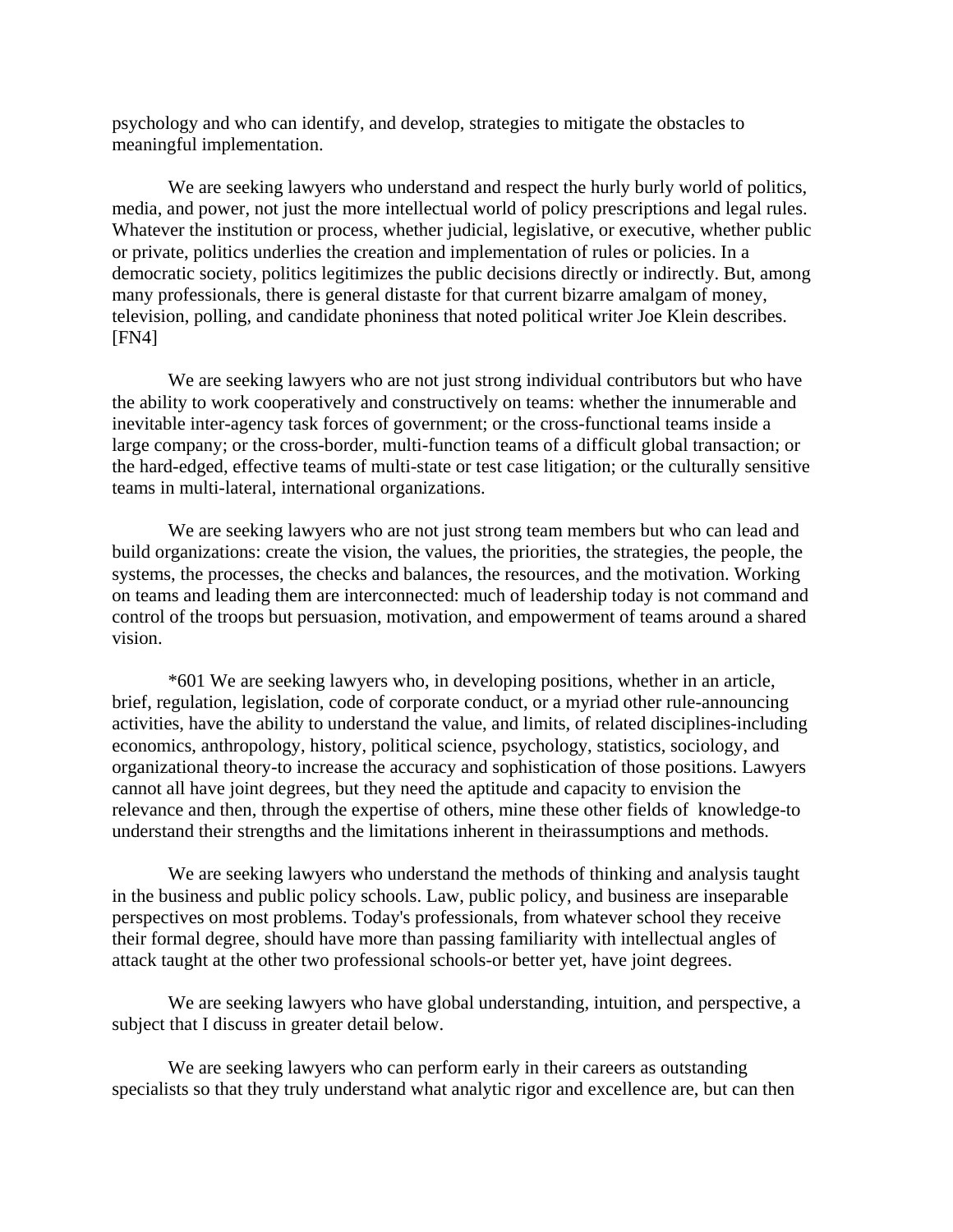psychology and who can identify, and develop, strategies to mitigate the obstacles to meaningful implementation.

We are seeking lawyers who understand and respect the hurly burly world of politics, media, and power, not just the more intellectual world of policy prescriptions and legal rules. Whatever the institution or process, whether judicial, legislative, or executive, whether public or private, politics underlies the creation and implementation of rules or policies. In a democratic society, politics legitimizes the public decisions directly or indirectly. But, among many professionals, there is general distaste for that current bizarre amalgam of money, television, polling, and candidate phoniness that noted political writer Joe Klein describes. [FN4]

We are seeking lawyers who are not just strong individual contributors but who have the ability to work cooperatively and constructively on teams: whether the innumerable and inevitable inter-agency task forces of government; or the cross-functional teams inside a large company; or the cross-border, multi-function teams of a difficult global transaction; or the hard-edged, effective teams of multi-state or test case litigation; or the culturally sensitive teams in multi-lateral, international organizations.

We are seeking lawyers who are not just strong team members but who can lead and build organizations: create the vision, the values, the priorities, the strategies, the people, the systems, the processes, the checks and balances, the resources, and the motivation. Working on teams and leading them are interconnected: much of leadership today is not command and control of the troops but persuasion, motivation, and empowerment of teams around a shared vision.

*601 We are seeking lawyers who, in developing positions, whether in an article, brief, regulation, legislation, code of corporate conduct, or a myriad other rule-announcing activities, have the ability to understand the value, and limits, of related disciplines-including economics, anthropology, history, political science, psychology, statistics, sociology, and organizational theory-to increase the accuracy and sophistication of those positions. Lawyers cannot all have joint degrees, but they need the aptitude and capacity to envision the relevance and then, through the expertise of others, mine these other fields of knowledge-to understand their strengths and the limitations inherent in theirassumptions and methods.

We are seeking lawyers who understand the methods of thinking and analysis taught in the business and public policy schools. Law, public policy, and business are inseparable perspectives on most problems. Today's professionals, from whatever school they receive their formal degree, should have more than passing familiarity with intellectual angles of attack taught at the other two professional schools-or better yet, have joint degrees.

We are seeking lawyers who have global understanding, intuition, and perspective, a subject that I discuss in greater detail below.

We are seeking lawyers who can perform early in their careers as outstanding specialists so that they truly understand what analytic rigor and excellence are, but can then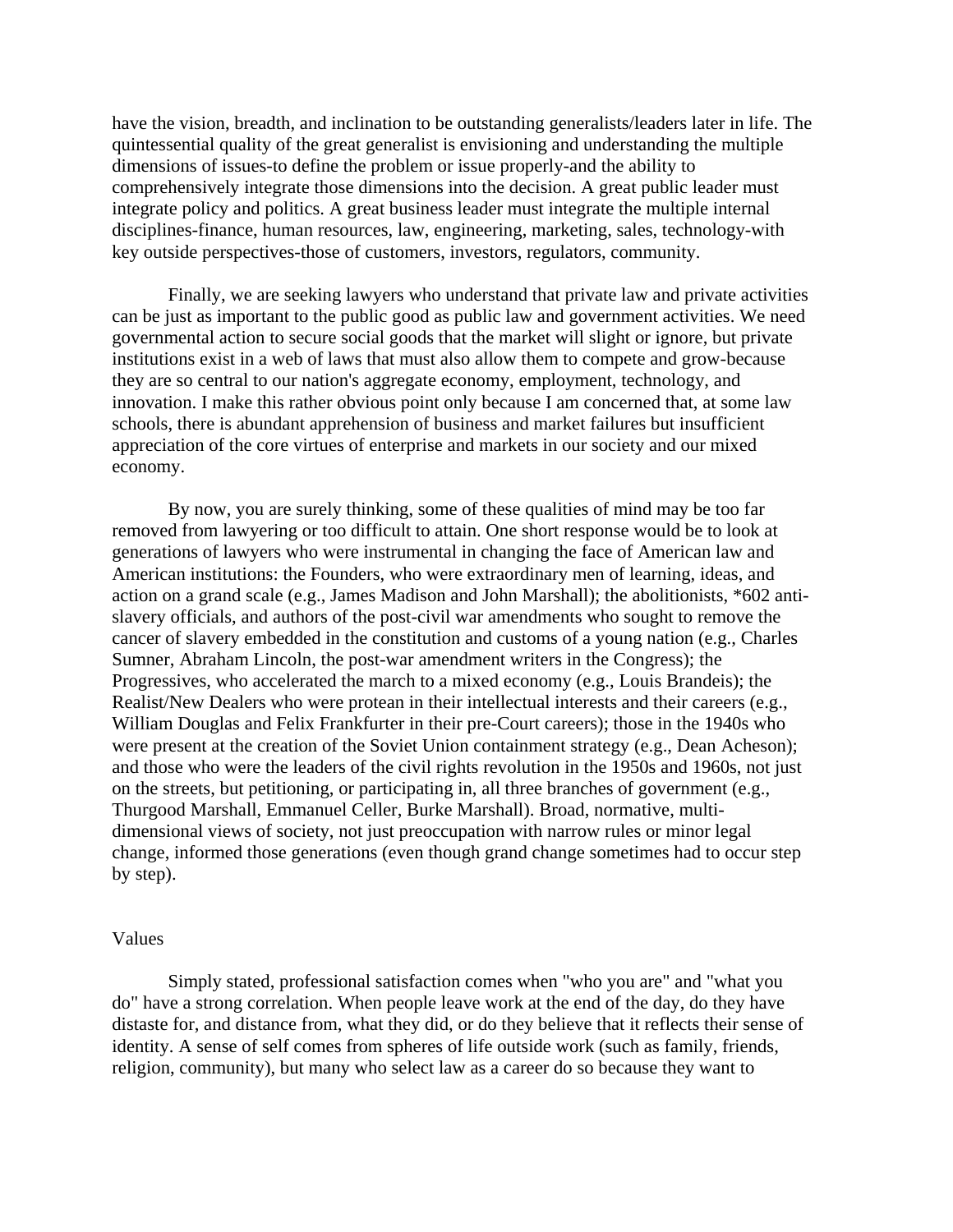have the vision, breadth, and inclination to be outstanding generalists/leaders later in life. The quintessential quality of the great generalist is envisioning and understanding the multiple dimensions of issues-to define the problem or issue properly-and the ability to comprehensively integrate those dimensions into the decision. A great public leader must integrate policy and politics. A great business leader must integrate the multiple internal disciplines-finance, human resources, law, engineering, marketing, sales, technology-with key outside perspectives-those of customers, investors, regulators, community.

Finally, we are seeking lawyers who understand that private law and private activities can be just as important to the public good as public law and government activities. We need governmental action to secure social goods that the market will slight or ignore, but private institutions exist in a web of laws that must also allow them to compete and grow-because they are so central to our nation's aggregate economy, employment, technology, and innovation. I make this rather obvious point only because I am concerned that, at some law schools, there is abundant apprehension of business and market failures but insufficient appreciation of the core virtues of enterprise and markets in our society and our mixed economy.

By now, you are surely thinking, some of these qualities of mind may be too far removed from lawyering or too difficult to attain. One short response would be to look at generations of lawyers who were instrumental in changing the face of American law and American institutions: the Founders, who were extraordinary men of learning, ideas, and action on a grand scale (e.g., James Madison and John Marshall); the abolitionists, *602 anti-slavery officials, and authors of the post-civil war amendments who sought to remove the cancer of slavery embedded in the constitution and customs of a young nation (e.g., Charles Sumner, Abraham Lincoln, the post-war amendment writers in the Congress); the Progressives, who accelerated the march to a mixed economy (e.g., Louis Brandeis); the Realist/New Dealers who were protean in their intellectual interests and their careers (e.g., William Douglas and Felix Frankfurter in their pre-Court careers); those in the 1940s who were present at the creation of the Soviet Union containment strategy (e.g., Dean Acheson); and those who were the leaders of the civil rights revolution in the 1950s and 1960s, not just on the streets, but petitioning, or participating in, all three branches of government (e.g., Thurgood Marshall, Emmanuel Celler, Burke Marshall). Broad, normative, multi-dimensional views of society, not just preoccupation with narrow rules or minor legal change, informed those generations (even though grand change sometimes had to occur step by step).

Values

Simply stated, professional satisfaction comes when "who you are" and "what you do" have a strong correlation. When people leave work at the end of the day, do they have distaste for, and distance from, what they did, or do they believe that it reflects their sense of identity. A sense of self comes from spheres of life outside work (such as family, friends, religion, community), but many who select law as a career do so because they want to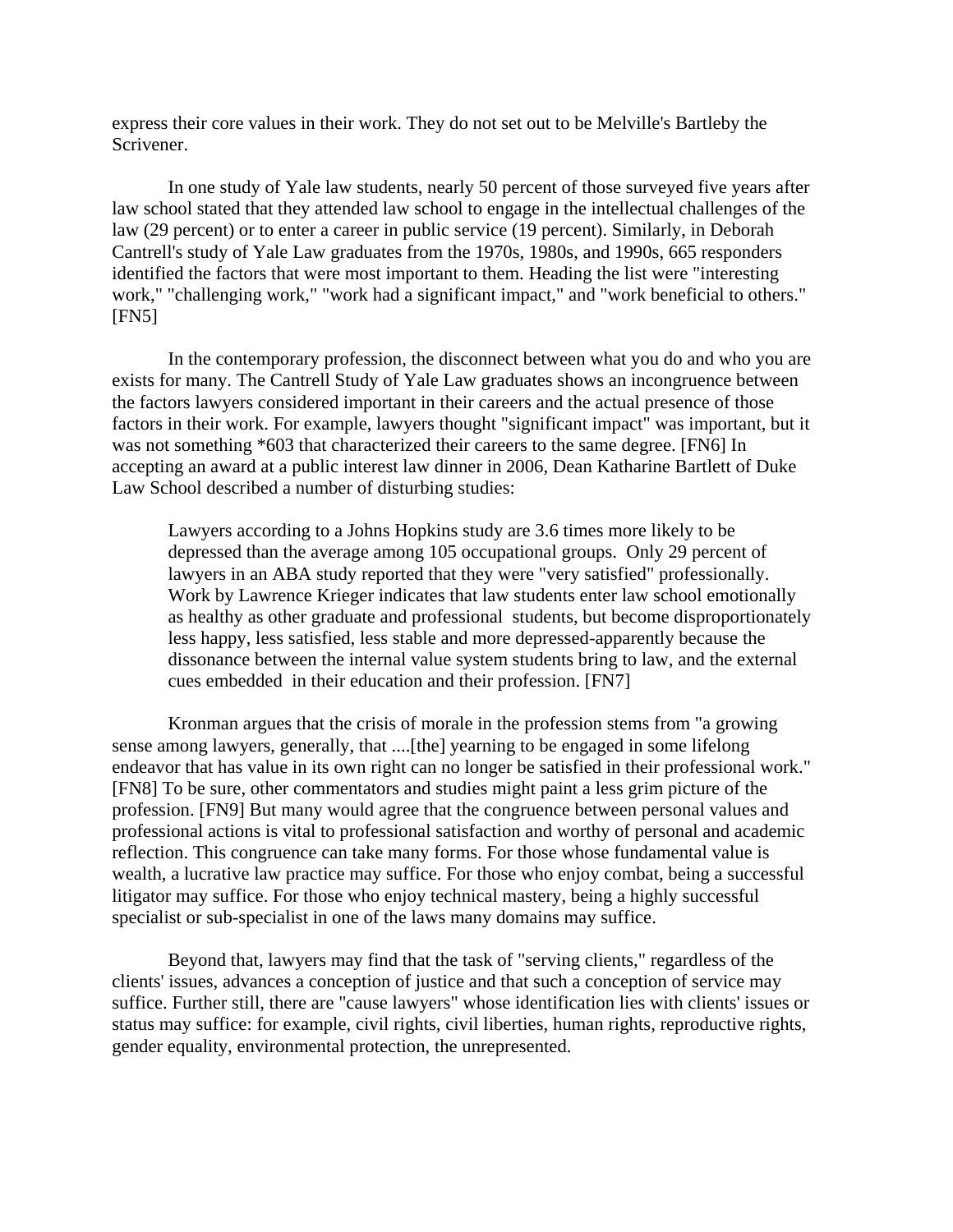express their core values in their work. They do not set out to be Melville's Bartleby the Scrivener.

In one study of Yale law students, nearly 50 percent of those surveyed five years after law school stated that they attended law school to engage in the intellectual challenges of the law (29 percent) or to enter a career in public service (19 percent). Similarly, in Deborah Cantrell's study of Yale Law graduates from the 1970s, 1980s, and 1990s, 665 responders identified the factors that were most important to them. Heading the list were "interesting work," "challenging work," "work had a significant impact," and "work beneficial to others." [FN5]

In the contemporary profession, the disconnect between what you do and who you are exists for many. The Cantrell Study of Yale Law graduates shows an incongruence between the factors lawyers considered important in their careers and the actual presence of those factors in their work. For example, lawyers thought "significant impact" was important, but it was not something *603 that characterized their careers to the same degree. [FN6] In accepting an award at a public interest law dinner in 2006, Dean Katharine Bartlett of Duke Law School described a number of disturbing studies:

> Lawyers according to a Johns Hopkins study are 3.6 times more likely to be depressed than the average among 105 occupational groups. Only 29 percent of lawyers in an ABA study reported that they were "very satisfied" professionally. Work by Lawrence Krieger indicates that law students enter law school emotionally as healthy as other graduate and professional students, but become disproportionately less happy, less satisfied, less stable and more depressed-apparently because the dissonance between the internal value system students bring to law, and the external cues embedded in their education and their profession. [FN7]

Kronman argues that the crisis of morale in the profession stems from "a growing sense among lawyers, generally, that ....[the] yearning to be engaged in some lifelong endeavor that has value in its own right can no longer be satisfied in their professional work." [FN8] To be sure, other commentators and studies might paint a less grim picture of the profession. [FN9] But many would agree that the congruence between personal values and professional actions is vital to professional satisfaction and worthy of personal and academic reflection. This congruence can take many forms. For those whose fundamental value is wealth, a lucrative law practice may suffice. For those who enjoy combat, being a successful litigator may suffice. For those who enjoy technical mastery, being a highly successful specialist or sub-specialist in one of the laws many domains may suffice.

Beyond that, lawyers may find that the task of "serving clients," regardless of the clients' issues, advances a conception of justice and that such a conception of service may suffice. Further still, there are "cause lawyers" whose identification lies with clients' issues or status may suffice: for example, civil rights, civil liberties, human rights, reproductive rights, gender equality, environmental protection, the unrepresented.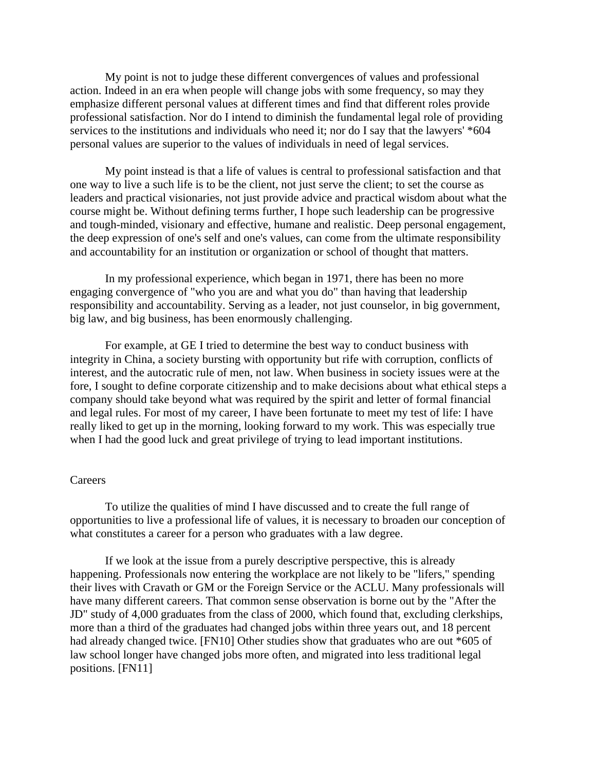My point is not to judge these different convergences of values and professional action. Indeed in an era when people will change jobs with some frequency, so may they emphasize different personal values at different times and find that different roles provide professional satisfaction. Nor do I intend to diminish the fundamental legal role of providing services to the institutions and individuals who need it; nor do I say that the lawyers' *604 personal values are superior to the values of individuals in need of legal services.

My point instead is that a life of values is central to professional satisfaction and that one way to live a such life is to be the client, not just serve the client; to set the course as leaders and practical visionaries, not just provide advice and practical wisdom about what the course might be. Without defining terms further, I hope such leadership can be progressive and tough-minded, visionary and effective, humane and realistic. Deep personal engagement, the deep expression of one's self and one's values, can come from the ultimate responsibility and accountability for an institution or organization or school of thought that matters.

In my professional experience, which began in 1971, there has been no more engaging convergence of "who you are and what you do" than having that leadership responsibility and accountability. Serving as a leader, not just counselor, in big government, big law, and big business, has been enormously challenging.

For example, at GE I tried to determine the best way to conduct business with integrity in China, a society bursting with opportunity but rife with corruption, conflicts of interest, and the autocratic rule of men, not law. When business in society issues were at the fore, I sought to define corporate citizenship and to make decisions about what ethical steps a company should take beyond what was required by the spirit and letter of formal financial and legal rules. For most of my career, I have been fortunate to meet my test of life: I have really liked to get up in the morning, looking forward to my work. This was especially true when I had the good luck and great privilege of trying to lead important institutions.

## Careers

To utilize the qualities of mind I have discussed and to create the full range of opportunities to live a professional life of values, it is necessary to broaden our conception of what constitutes a career for a person who graduates with a law degree.

If we look at the issue from a purely descriptive perspective, this is already happening. Professionals now entering the workplace are not likely to be "lifers," spending their lives with Cravath or GM or the Foreign Service or the ACLU. Many professionals will have many different careers. That common sense observation is borne out by the "After the JD" study of 4,000 graduates from the class of 2000, which found that, excluding clerkships, more than a third of the graduates had changed jobs within three years out, and 18 percent had already changed twice. [FN10] Other studies show that graduates who are out *605 of law school longer have changed jobs more often, and migrated into less traditional legal positions. [FN11]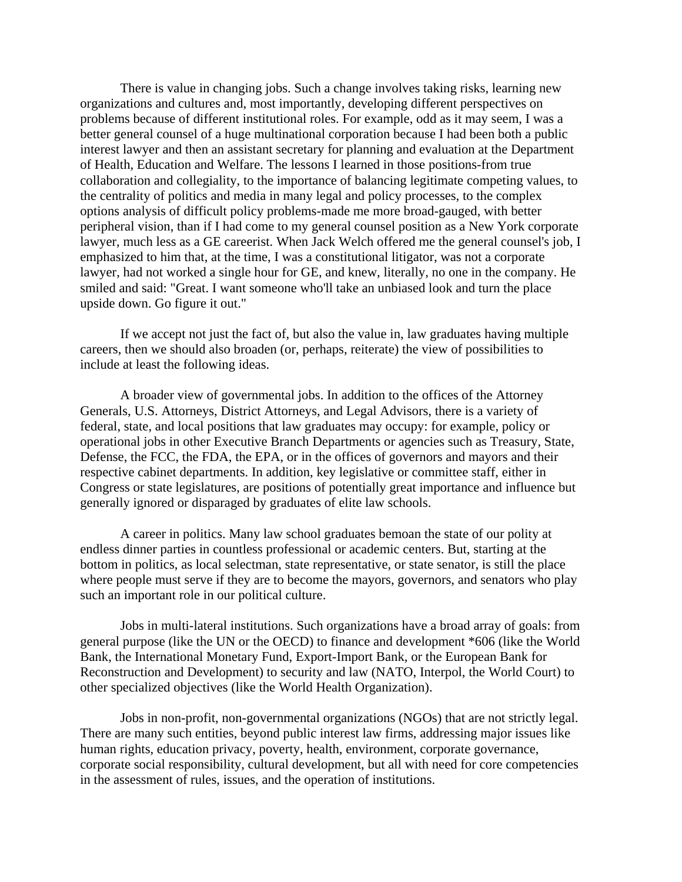There is value in changing jobs. Such a change involves taking risks, learning new organizations and cultures and, most importantly, developing different perspectives on problems because of different institutional roles. For example, odd as it may seem, I was a better general counsel of a huge multinational corporation because I had been both a public interest lawyer and then an assistant secretary for planning and evaluation at the Department of Health, Education and Welfare. The lessons I learned in those positions-from true collaboration and collegiality, to the importance of balancing legitimate competing values, to the centrality of politics and media in many legal and policy processes, to the complex options analysis of difficult policy problems-made me more broad-gauged, with better peripheral vision, than if I had come to my general counsel position as a New York corporate lawyer, much less as a GE careerist. When Jack Welch offered me the general counsel's job, I emphasized to him that, at the time, I was a constitutional litigator, was not a corporate lawyer, had not worked a single hour for GE, and knew, literally, no one in the company. He smiled and said: "Great. I want someone who'll take an unbiased look and turn the place upside down. Go figure it out."

If we accept not just the fact of, but also the value in, law graduates having multiple careers, then we should also broaden (or, perhaps, reiterate) the view of possibilities to include at least the following ideas.

A broader view of governmental jobs. In addition to the offices of the Attorney Generals, U.S. Attorneys, District Attorneys, and Legal Advisors, there is a variety of federal, state, and local positions that law graduates may occupy: for example, policy or operational jobs in other Executive Branch Departments or agencies such as Treasury, State, Defense, the FCC, the FDA, the EPA, or in the offices of governors and mayors and their respective cabinet departments. In addition, key legislative or committee staff, either in Congress or state legislatures, are positions of potentially great importance and influence but generally ignored or disparaged by graduates of elite law schools.

A career in politics. Many law school graduates bemoan the state of our polity at endless dinner parties in countless professional or academic centers. But, starting at the bottom in politics, as local selectman, state representative, or state senator, is still the place where people must serve if they are to become the mayors, governors, and senators who play such an important role in our political culture.

Jobs in multi-lateral institutions. Such organizations have a broad array of goals: from general purpose (like the UN or the OECD) to finance and development *606 (like the World Bank, the International Monetary Fund, Export-Import Bank, or the European Bank for Reconstruction and Development) to security and law (NATO, Interpol, the World Court) to other specialized objectives (like the World Health Organization).

Jobs in non-profit, non-governmental organizations (NGOs) that are not strictly legal. There are many such entities, beyond public interest law firms, addressing major issues like human rights, education privacy, poverty, health, environment, corporate governance, corporate social responsibility, cultural development, but all with need for core competencies in the assessment of rules, issues, and the operation of institutions.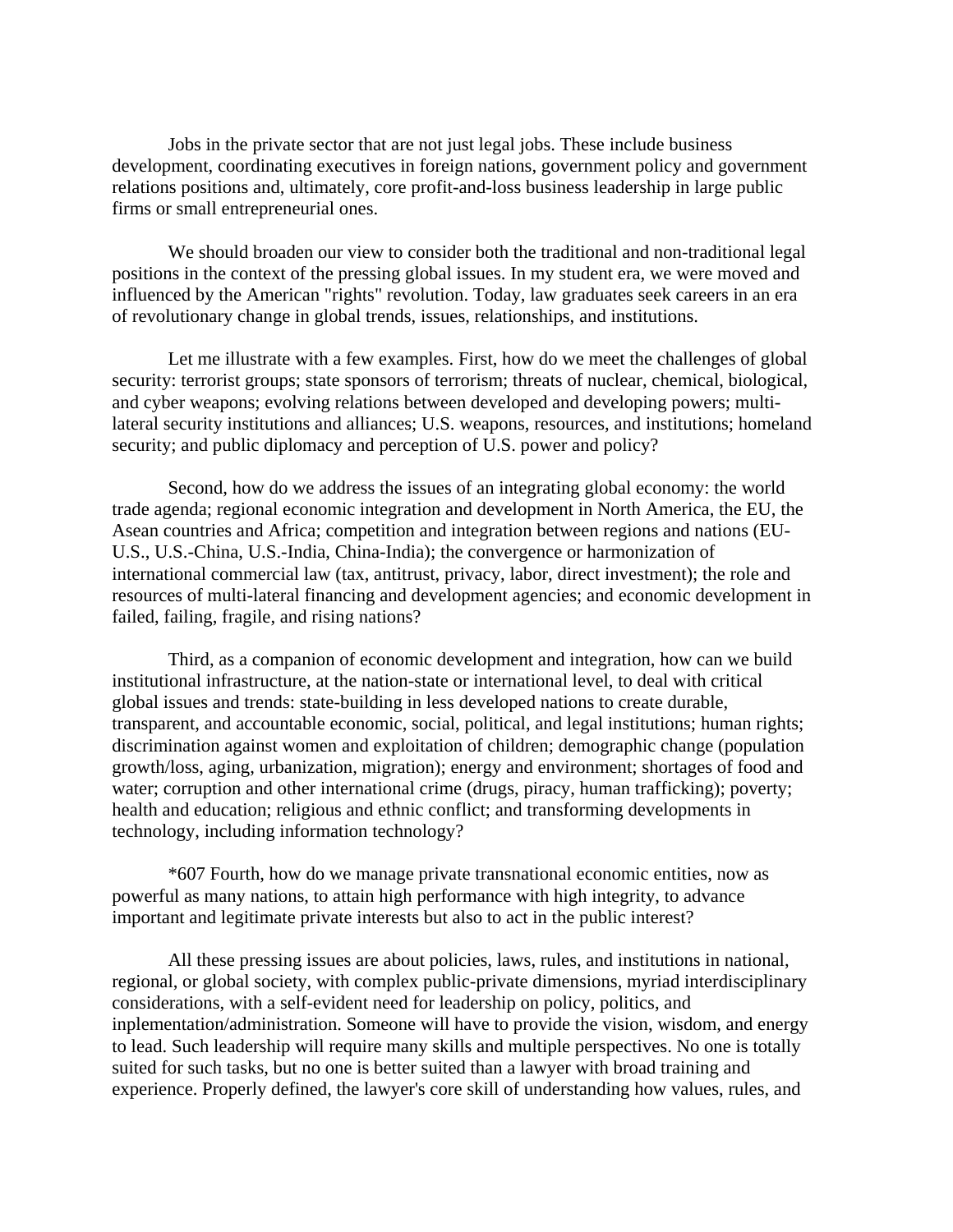Jobs in the private sector that are not just legal jobs. These include business development, coordinating executives in foreign nations, government policy and government relations positions and, ultimately, core profit-and-loss business leadership in large public firms or small entrepreneurial ones.

We should broaden our view to consider both the traditional and non-traditional legal positions in the context of the pressing global issues. In my student era, we were moved and influenced by the American "rights" revolution. Today, law graduates seek careers in an era of revolutionary change in global trends, issues, relationships, and institutions.

Let me illustrate with a few examples. First, how do we meet the challenges of global security: terrorist groups; state sponsors of terrorism; threats of nuclear, chemical, biological, and cyber weapons; evolving relations between developed and developing powers; multi-lateral security institutions and alliances; U.S. weapons, resources, and institutions; homeland security; and public diplomacy and perception of U.S. power and policy?

Second, how do we address the issues of an integrating global economy: the world trade agenda; regional economic integration and development in North America, the EU, the Asean countries and Africa; competition and integration between regions and nations (EU-U.S., U.S.-China, U.S.-India, China-India); the convergence or harmonization of international commercial law (tax, antitrust, privacy, labor, direct investment); the role and resources of multi-lateral financing and development agencies; and economic development in failed, failing, fragile, and rising nations?

Third, as a companion of economic development and integration, how can we build institutional infrastructure, at the nation-state or international level, to deal with critical global issues and trends: state-building in less developed nations to create durable, transparent, and accountable economic, social, political, and legal institutions; human rights; discrimination against women and exploitation of children; demographic change (population growth/loss, aging, urbanization, migration); energy and environment; shortages of food and water; corruption and other international crime (drugs, piracy, human trafficking); poverty; health and education; religious and ethnic conflict; and transforming developments in technology, including information technology?

*607 Fourth, how do we manage private transnational economic entities, now as powerful as many nations, to attain high performance with high integrity, to advance important and legitimate private interests but also to act in the public interest?

All these pressing issues are about policies, laws, rules, and institutions in national, regional, or global society, with complex public-private dimensions, myriad interdisciplinary considerations, with a self-evident need for leadership on policy, politics, and inplementation/administration. Someone will have to provide the vision, wisdom, and energy to lead. Such leadership will require many skills and multiple perspectives. No one is totally suited for such tasks, but no one is better suited than a lawyer with broad training and experience. Properly defined, the lawyer's core skill of understanding how values, rules, and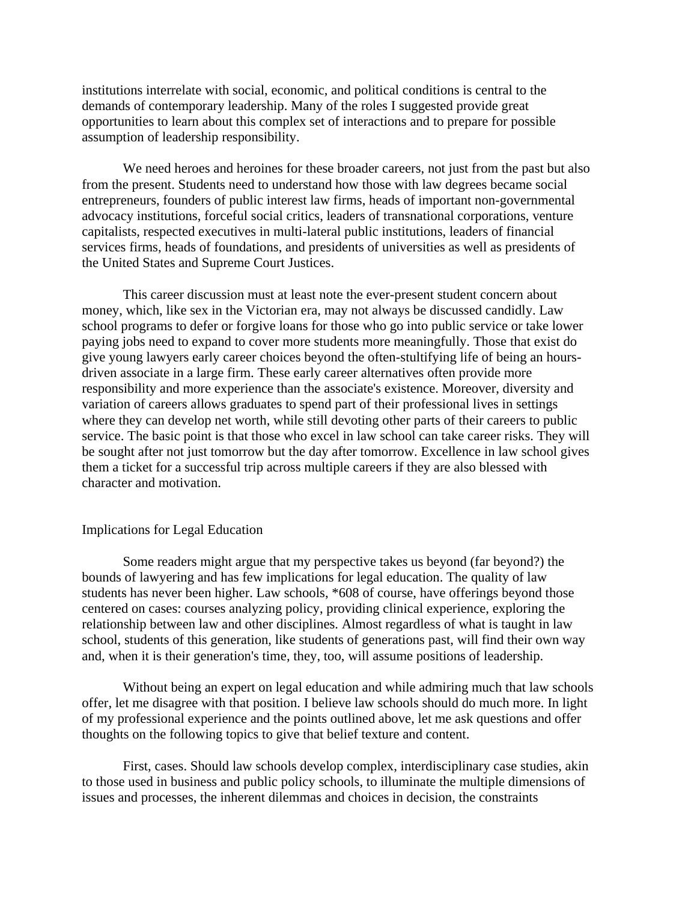institutions interrelate with social, economic, and political conditions is central to the demands of contemporary leadership. Many of the roles I suggested provide great opportunities to learn about this complex set of interactions and to prepare for possible assumption of leadership responsibility.

We need heroes and heroines for these broader careers, not just from the past but also from the present. Students need to understand how those with law degrees became social entrepreneurs, founders of public interest law firms, heads of important non-governmental advocacy institutions, forceful social critics, leaders of transnational corporations, venture capitalists, respected executives in multi-lateral public institutions, leaders of financial services firms, heads of foundations, and presidents of universities as well as presidents of the United States and Supreme Court Justices.

This career discussion must at least note the ever-present student concern about money, which, like sex in the Victorian era, may not always be discussed candidly. Law school programs to defer or forgive loans for those who go into public service or take lower paying jobs need to expand to cover more students more meaningfully. Those that exist do give young lawyers early career choices beyond the often-stultifying life of being an hours-driven associate in a large firm. These early career alternatives often provide more responsibility and more experience than the associate's existence. Moreover, diversity and variation of careers allows graduates to spend part of their professional lives in settings where they can develop net worth, while still devoting other parts of their careers to public service. The basic point is that those who excel in law school can take career risks. They will be sought after not just tomorrow but the day after tomorrow. Excellence in law school gives them a ticket for a successful trip across multiple careers if they are also blessed with character and motivation.

## Implications for Legal Education

Some readers might argue that my perspective takes us beyond (far beyond?) the bounds of lawyering and has few implications for legal education. The quality of law students has never been higher. Law schools, *608 of course, have offerings beyond those centered on cases: courses analyzing policy, providing clinical experience, exploring the relationship between law and other disciplines. Almost regardless of what is taught in law school, students of this generation, like students of generations past, will find their own way and, when it is their generation's time, they, too, will assume positions of leadership.

Without being an expert on legal education and while admiring much that law schools offer, let me disagree with that position. I believe law schools should do much more. In light of my professional experience and the points outlined above, let me ask questions and offer thoughts on the following topics to give that belief texture and content.

First, cases. Should law schools develop complex, interdisciplinary case studies, akin to those used in business and public policy schools, to illuminate the multiple dimensions of issues and processes, the inherent dilemmas and choices in decision, the constraints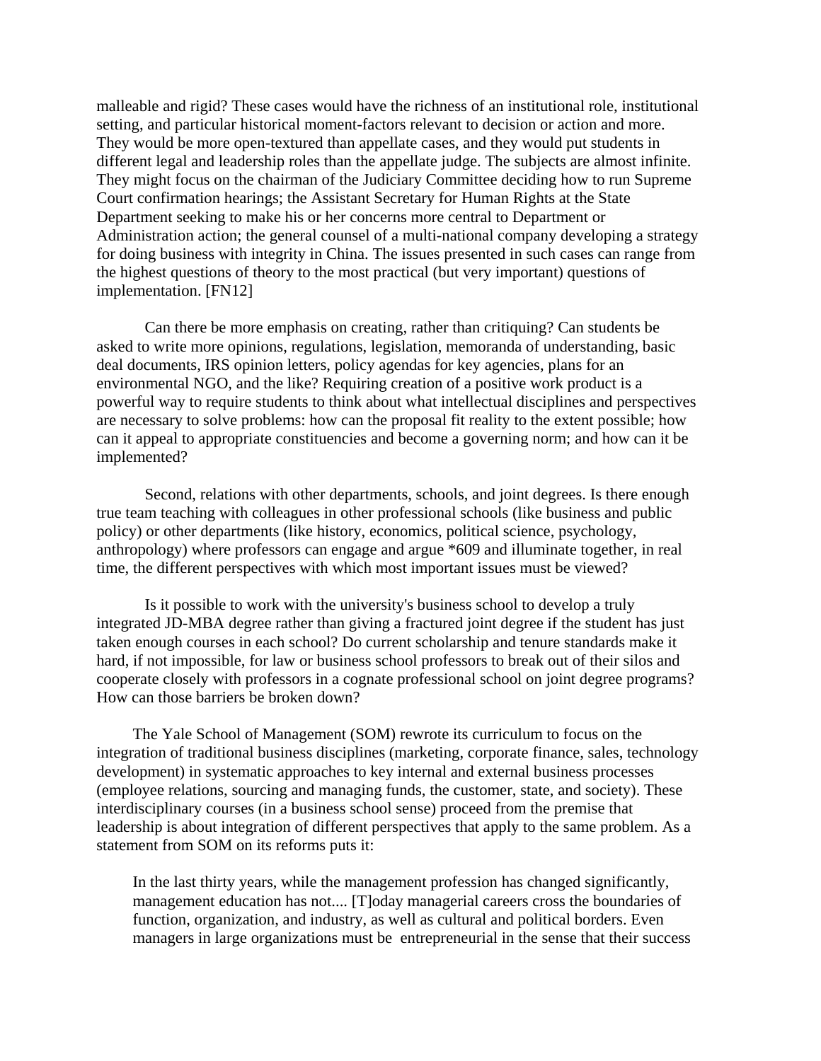malleable and rigid? These cases would have the richness of an institutional role, institutional setting, and particular historical moment-factors relevant to decision or action and more. They would be more open-textured than appellate cases, and they would put students in different legal and leadership roles than the appellate judge. The subjects are almost infinite. They might focus on the chairman of the Judiciary Committee deciding how to run Supreme Court confirmation hearings; the Assistant Secretary for Human Rights at the State Department seeking to make his or her concerns more central to Department or Administration action; the general counsel of a multi-national company developing a strategy for doing business with integrity in China. The issues presented in such cases can range from the highest questions of theory to the most practical (but very important) questions of implementation. [FN12]

Can there be more emphasis on creating, rather than critiquing? Can students be asked to write more opinions, regulations, legislation, memoranda of understanding, basic deal documents, IRS opinion letters, policy agendas for key agencies, plans for an environmental NGO, and the like? Requiring creation of a positive work product is a powerful way to require students to think about what intellectual disciplines and perspectives are necessary to solve problems: how can the proposal fit reality to the extent possible; how can it appeal to appropriate constituencies and become a governing norm; and how can it be implemented?

Second, relations with other departments, schools, and joint degrees. Is there enough true team teaching with colleagues in other professional schools (like business and public policy) or other departments (like history, economics, political science, psychology, anthropology) where professors can engage and argue *609 and illuminate together, in real time, the different perspectives with which most important issues must be viewed?

Is it possible to work with the university's business school to develop a truly integrated JD-MBA degree rather than giving a fractured joint degree if the student has just taken enough courses in each school? Do current scholarship and tenure standards make it hard, if not impossible, for law or business school professors to break out of their silos and cooperate closely with professors in a cognate professional school on joint degree programs? How can those barriers be broken down?

The Yale School of Management (SOM) rewrote its curriculum to focus on the integration of traditional business disciplines (marketing, corporate finance, sales, technology development) in systematic approaches to key internal and external business processes (employee relations, sourcing and managing funds, the customer, state, and society). These interdisciplinary courses (in a business school sense) proceed from the premise that leadership is about integration of different perspectives that apply to the same problem. As a statement from SOM on its reforms puts it:

> In the last thirty years, while the management profession has changed significantly, management education has not.... [T]oday managerial careers cross the boundaries of function, organization, and industry, as well as cultural and political borders. Even managers in large organizations must be entrepreneurial in the sense that their success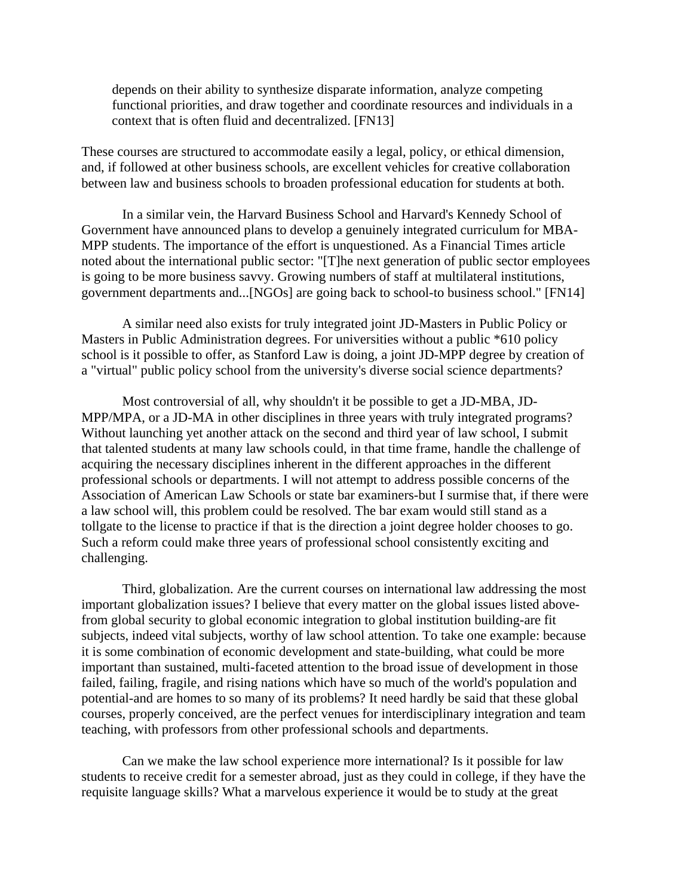depends on their ability to synthesize disparate information, analyze competing functional priorities, and draw together and coordinate resources and individuals in a context that is often fluid and decentralized. [FN13]

These courses are structured to accommodate easily a legal, policy, or ethical dimension, and, if followed at other business schools, are excellent vehicles for creative collaboration between law and business schools to broaden professional education for students at both.

In a similar vein, the Harvard Business School and Harvard's Kennedy School of Government have announced plans to develop a genuinely integrated curriculum for MBA-MPP students. The importance of the effort is unquestioned. As a Financial Times article noted about the international public sector: "[T]he next generation of public sector employees is going to be more business savvy. Growing numbers of staff at multilateral institutions, government departments and...[NGOs] are going back to school-to business school." [FN14]

A similar need also exists for truly integrated joint JD-Masters in Public Policy or Masters in Public Administration degrees. For universities without a public *610 policy school is it possible to offer, as Stanford Law is doing, a joint JD-MPP degree by creation of a "virtual" public policy school from the university's diverse social science departments?

Most controversial of all, why shouldn't it be possible to get a JD-MBA, JD-MPP/MPA, or a JD-MA in other disciplines in three years with truly integrated programs? Without launching yet another attack on the second and third year of law school, I submit that talented students at many law schools could, in that time frame, handle the challenge of acquiring the necessary disciplines inherent in the different approaches in the different professional schools or departments. I will not attempt to address possible concerns of the Association of American Law Schools or state bar examiners-but I surmise that, if there were a law school will, this problem could be resolved. The bar exam would still stand as a tollgate to the license to practice if that is the direction a joint degree holder chooses to go. Such a reform could make three years of professional school consistently exciting and challenging.

Third, globalization. Are the current courses on international law addressing the most important globalization issues? I believe that every matter on the global issues listed above-from global security to global economic integration to global institution building-are fit subjects, indeed vital subjects, worthy of law school attention. To take one example: because it is some combination of economic development and state-building, what could be more important than sustained, multi-faceted attention to the broad issue of development in those failed, failing, fragile, and rising nations which have so much of the world's population and potential-and are homes to so many of its problems? It need hardly be said that these global courses, properly conceived, are the perfect venues for interdisciplinary integration and team teaching, with professors from other professional schools and departments.

Can we make the law school experience more international? Is it possible for law students to receive credit for a semester abroad, just as they could in college, if they have the requisite language skills? What a marvelous experience it would be to study at the great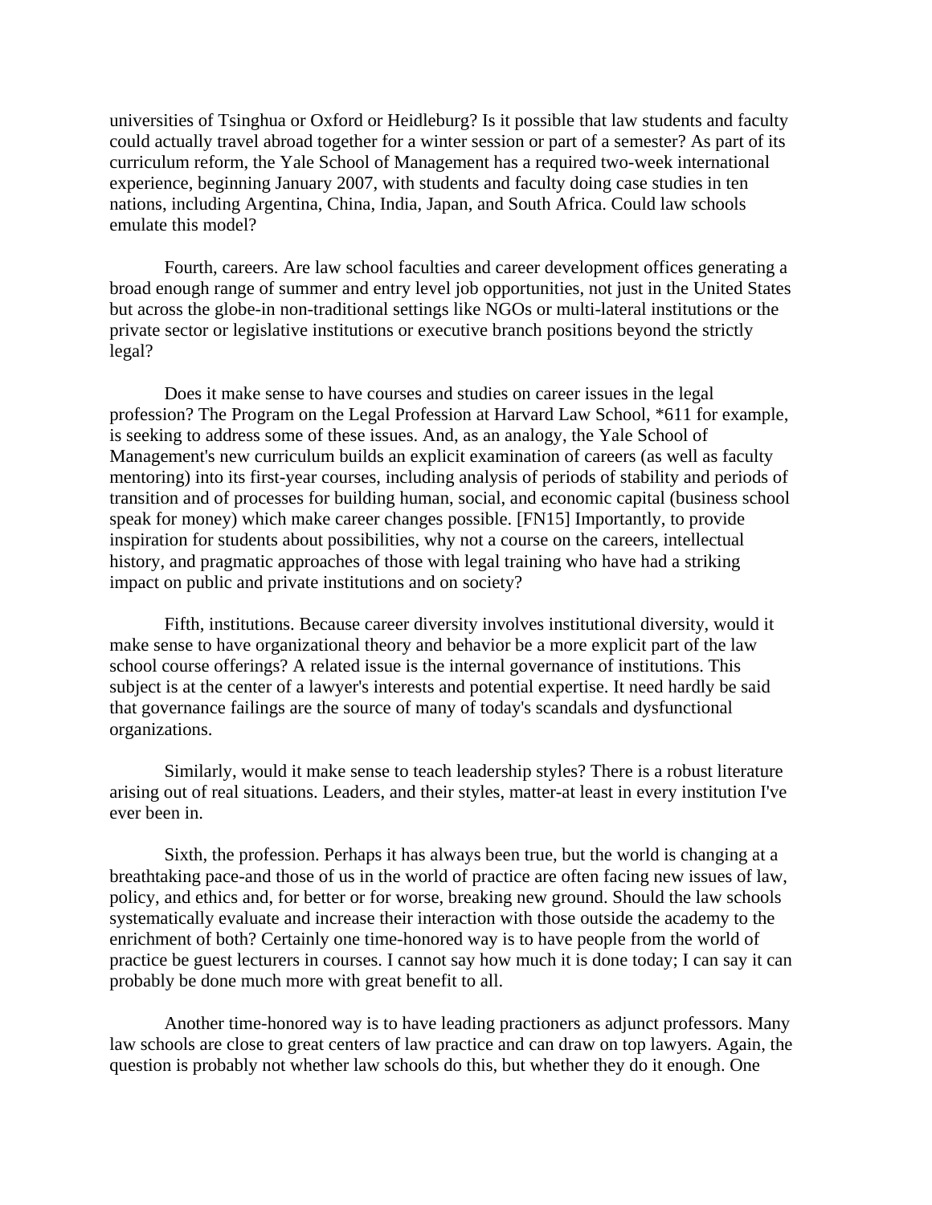universities of Tsinghua or Oxford or Heidleburg? Is it possible that law students and faculty could actually travel abroad together for a winter session or part of a semester? As part of its curriculum reform, the Yale School of Management has a required two-week international experience, beginning January 2007, with students and faculty doing case studies in ten nations, including Argentina, China, India, Japan, and South Africa. Could law schools emulate this model?

Fourth, careers. Are law school faculties and career development offices generating a broad enough range of summer and entry level job opportunities, not just in the United States but across the globe-in non-traditional settings like NGOs or multi-lateral institutions or the private sector or legislative institutions or executive branch positions beyond the strictly legal?

Does it make sense to have courses and studies on career issues in the legal profession? The Program on the Legal Profession at Harvard Law School, *611 for example, is seeking to address some of these issues. And, as an analogy, the Yale School of Management's new curriculum builds an explicit examination of careers (as well as faculty mentoring) into its first-year courses, including analysis of periods of stability and periods of transition and of processes for building human, social, and economic capital (business school speak for money) which make career changes possible. [FN15] Importantly, to provide inspiration for students about possibilities, why not a course on the careers, intellectual history, and pragmatic approaches of those with legal training who have had a striking impact on public and private institutions and on society?

Fifth, institutions. Because career diversity involves institutional diversity, would it make sense to have organizational theory and behavior be a more explicit part of the law school course offerings? A related issue is the internal governance of institutions. This subject is at the center of a lawyer's interests and potential expertise. It need hardly be said that governance failings are the source of many of today's scandals and dysfunctional organizations.

Similarly, would it make sense to teach leadership styles? There is a robust literature arising out of real situations. Leaders, and their styles, matter-at least in every institution I've ever been in.

Sixth, the profession. Perhaps it has always been true, but the world is changing at a breathtaking pace-and those of us in the world of practice are often facing new issues of law, policy, and ethics and, for better or for worse, breaking new ground. Should the law schools systematically evaluate and increase their interaction with those outside the academy to the enrichment of both? Certainly one time-honored way is to have people from the world of practice be guest lecturers in courses. I cannot say how much it is done today; I can say it can probably be done much more with great benefit to all.

Another time-honored way is to have leading practioners as adjunct professors. Many law schools are close to great centers of law practice and can draw on top lawyers. Again, the question is probably not whether law schools do this, but whether they do it enough. One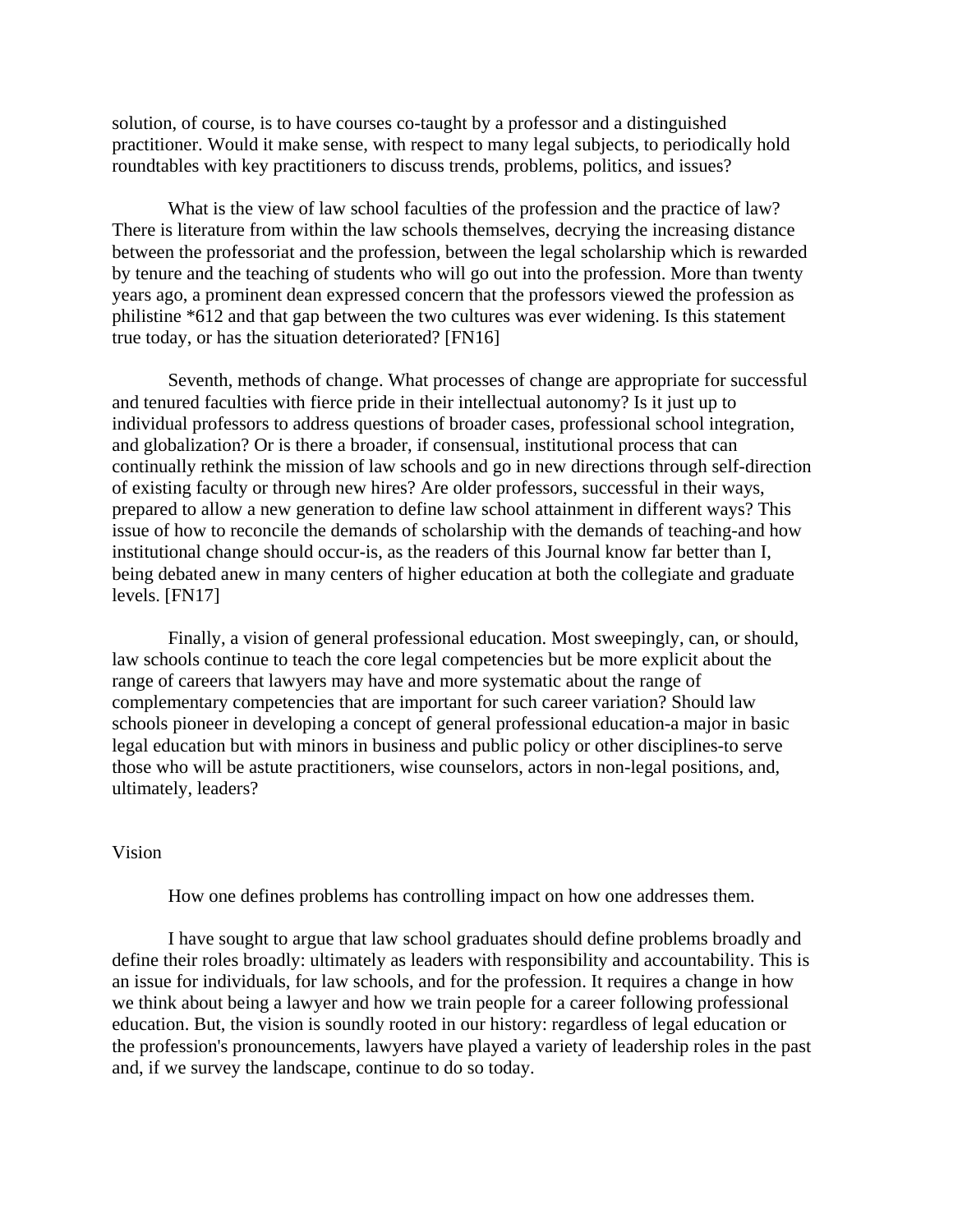solution, of course, is to have courses co-taught by a professor and a distinguished practitioner. Would it make sense, with respect to many legal subjects, to periodically hold roundtables with key practitioners to discuss trends, problems, politics, and issues?

What is the view of law school faculties of the profession and the practice of law? There is literature from within the law schools themselves, decrying the increasing distance between the professoriat and the profession, between the legal scholarship which is rewarded by tenure and the teaching of students who will go out into the profession. More than twenty years ago, a prominent dean expressed concern that the professors viewed the profession as philistine *612 and that gap between the two cultures was ever widening. Is this statement true today, or has the situation deteriorated? [FN16]

Seventh, methods of change. What processes of change are appropriate for successful and tenured faculties with fierce pride in their intellectual autonomy? Is it just up to individual professors to address questions of broader cases, professional school integration, and globalization? Or is there a broader, if consensual, institutional process that can continually rethink the mission of law schools and go in new directions through self-direction of existing faculty or through new hires? Are older professors, successful in their ways, prepared to allow a new generation to define law school attainment in different ways? This issue of how to reconcile the demands of scholarship with the demands of teaching-and how institutional change should occur-is, as the readers of this Journal know far better than I, being debated anew in many centers of higher education at both the collegiate and graduate levels. [FN17]

Finally, a vision of general professional education. Most sweepingly, can, or should, law schools continue to teach the core legal competencies but be more explicit about the range of careers that lawyers may have and more systematic about the range of complementary competencies that are important for such career variation? Should law schools pioneer in developing a concept of general professional education-a major in basic legal education but with minors in business and public policy or other disciplines-to serve those who will be astute practitioners, wise counselors, actors in non-legal positions, and, ultimately, leaders?

## Vision

How one defines problems has controlling impact on how one addresses them.

I have sought to argue that law school graduates should define problems broadly and define their roles broadly: ultimately as leaders with responsibility and accountability. This is an issue for individuals, for law schools, and for the profession. It requires a change in how we think about being a lawyer and how we train people for a career following professional education. But, the vision is soundly rooted in our history: regardless of legal education or the profession's pronouncements, lawyers have played a variety of leadership roles in the past and, if we survey the landscape, continue to do so today.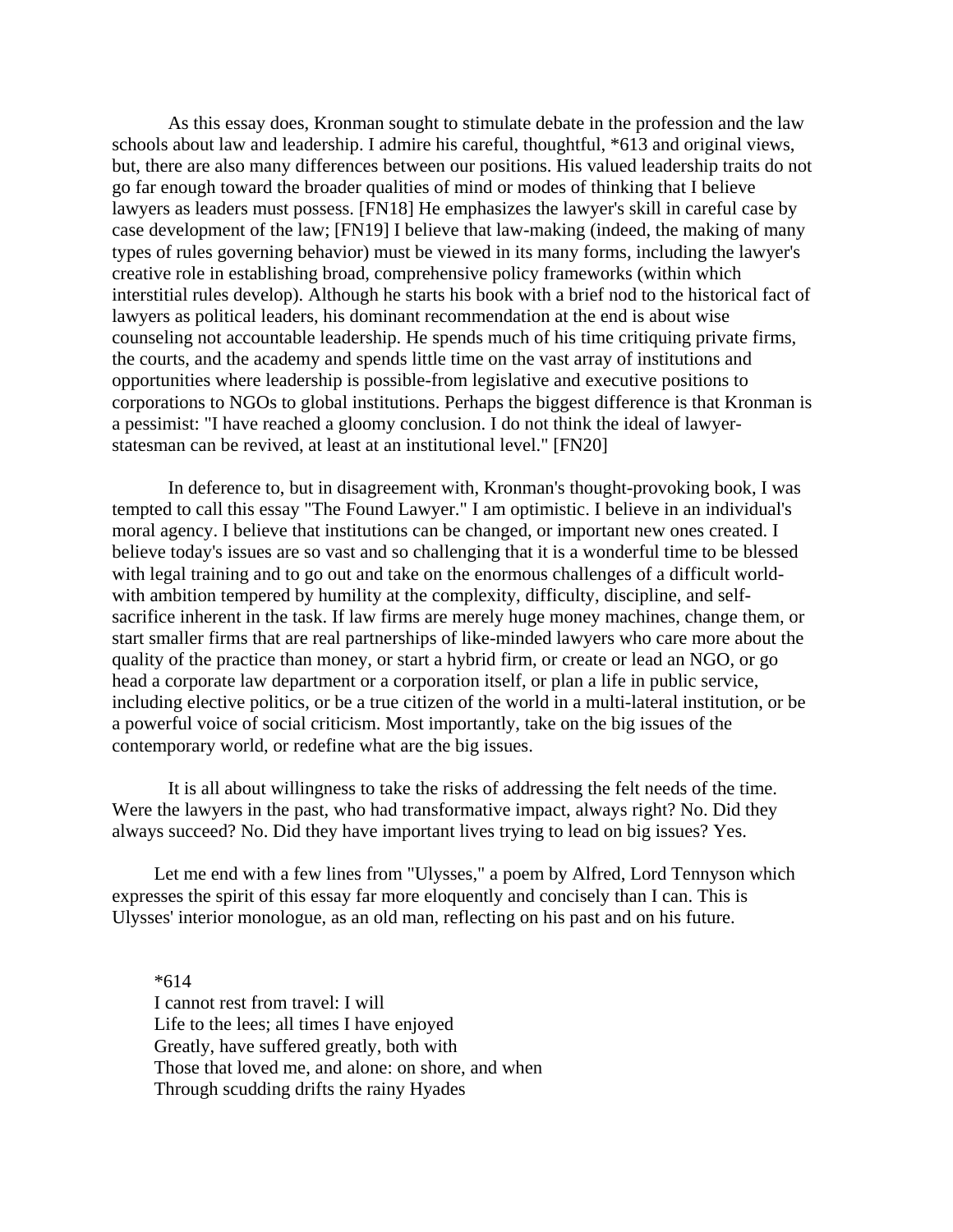As this essay does, Kronman sought to stimulate debate in the profession and the law schools about law and leadership. I admire his careful, thoughtful, *613 and original views, but, there are also many differences between our positions. His valued leadership traits do not go far enough toward the broader qualities of mind or modes of thinking that I believe lawyers as leaders must possess. [FN18] He emphasizes the lawyer's skill in careful case by case development of the law; [FN19] I believe that law-making (indeed, the making of many types of rules governing behavior) must be viewed in its many forms, including the lawyer's creative role in establishing broad, comprehensive policy frameworks (within which interstitial rules develop). Although he starts his book with a brief nod to the historical fact of lawyers as political leaders, his dominant recommendation at the end is about wise counseling not accountable leadership. He spends much of his time critiquing private firms, the courts, and the academy and spends little time on the vast array of institutions and opportunities where leadership is possible-from legislative and executive positions to corporations to NGOs to global institutions. Perhaps the biggest difference is that Kronman is a pessimist: "I have reached a gloomy conclusion. I do not think the ideal of lawyer-statesman can be revived, at least at an institutional level." [FN20]

In deference to, but in disagreement with, Kronman's thought-provoking book, I was tempted to call this essay "The Found Lawyer." I am optimistic. I believe in an individual's moral agency. I believe that institutions can be changed, or important new ones created. I believe today's issues are so vast and so challenging that it is a wonderful time to be blessed with legal training and to go out and take on the enormous challenges of a difficult world-with ambition tempered by humility at the complexity, difficulty, discipline, and self-sacrifice inherent in the task. If law firms are merely huge money machines, change them, or start smaller firms that are real partnerships of like-minded lawyers who care more about the quality of the practice than money, or start a hybrid firm, or create or lead an NGO, or go head a corporate law department or a corporation itself, or plan a life in public service, including elective politics, or be a true citizen of the world in a multi-lateral institution, or be a powerful voice of social criticism. Most importantly, take on the big issues of the contemporary world, or redefine what are the big issues.

It is all about willingness to take the risks of addressing the felt needs of the time. Were the lawyers in the past, who had transformative impact, always right? No. Did they always succeed? No. Did they have important lives trying to lead on big issues? Yes.

Let me end with a few lines from "Ulysses," a poem by Alfred, Lord Tennyson which expresses the spirit of this essay far more eloquently and concisely than I can. This is Ulysses' interior monologue, as an old man, reflecting on his past and on his future.

*614

I cannot rest from travel: I will  
Life to the lees; all times I have enjoyed  
Greatly, have suffered greatly, both with  
Those that loved me, and alone: on shore, and when  
Through scudding drifts the rainy Hyades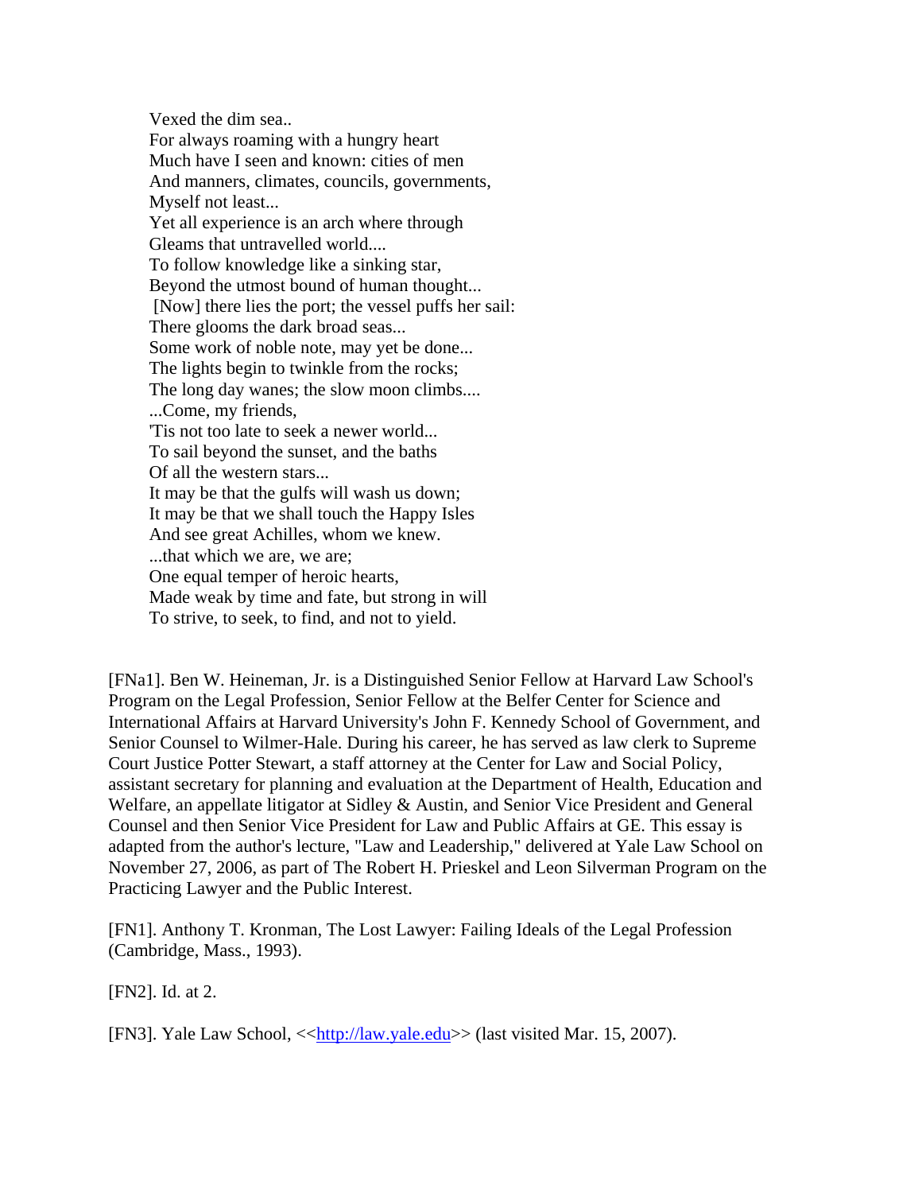> Vexed the dim sea..
> For always roaming with a hungry heart
> Much have I seen and known: cities of men
> And manners, climates, councils, governments,
> Myself not least...
> Yet all experience is an arch where through
> Gleams that untravelled world....
> To follow knowledge like a sinking star,
> Beyond the utmost bound of human thought...
> [Now] there lies the port; the vessel puffs her sail:
> There glooms the dark broad seas...
> Some work of noble note, may yet be done...
> The lights begin to twinkle from the rocks;
> The long day wanes; the slow moon climbs....
> ...Come, my friends,
> 'Tis not too late to seek a newer world...
> To sail beyond the sunset, and the baths
> Of all the western stars...
> It may be that the gulfs will wash us down;
> It may be that we shall touch the Happy Isles
> And see great Achilles, whom we knew.
> ...that which we are, we are;
> One equal temper of heroic hearts,
> Made weak by time and fate, but strong in will
> To strive, to seek, to find, and not to yield.

[FNa1]. Ben W. Heineman, Jr. is a Distinguished Senior Fellow at Harvard Law School's Program on the Legal Profession, Senior Fellow at the Belfer Center for Science and International Affairs at Harvard University's John F. Kennedy School of Government, and Senior Counsel to Wilmer-Hale. During his career, he has served as law clerk to Supreme Court Justice Potter Stewart, a staff attorney at the Center for Law and Social Policy, assistant secretary for planning and evaluation at the Department of Health, Education and Welfare, an appellate litigator at Sidley & Austin, and Senior Vice President and General Counsel and then Senior Vice President for Law and Public Affairs at GE. This essay is adapted from the author's lecture, "Law and Leadership," delivered at Yale Law School on November 27, 2006, as part of The Robert H. Prieskel and Leon Silverman Program on the Practicing Lawyer and the Public Interest.

[FN1]. Anthony T. Kronman, The Lost Lawyer: Failing Ideals of the Legal Profession (Cambridge, Mass., 1993).

[FN2]. Id. at 2.

[FN3]. Yale Law School, <<http://law.yale.edu>> (last visited Mar. 15, 2007).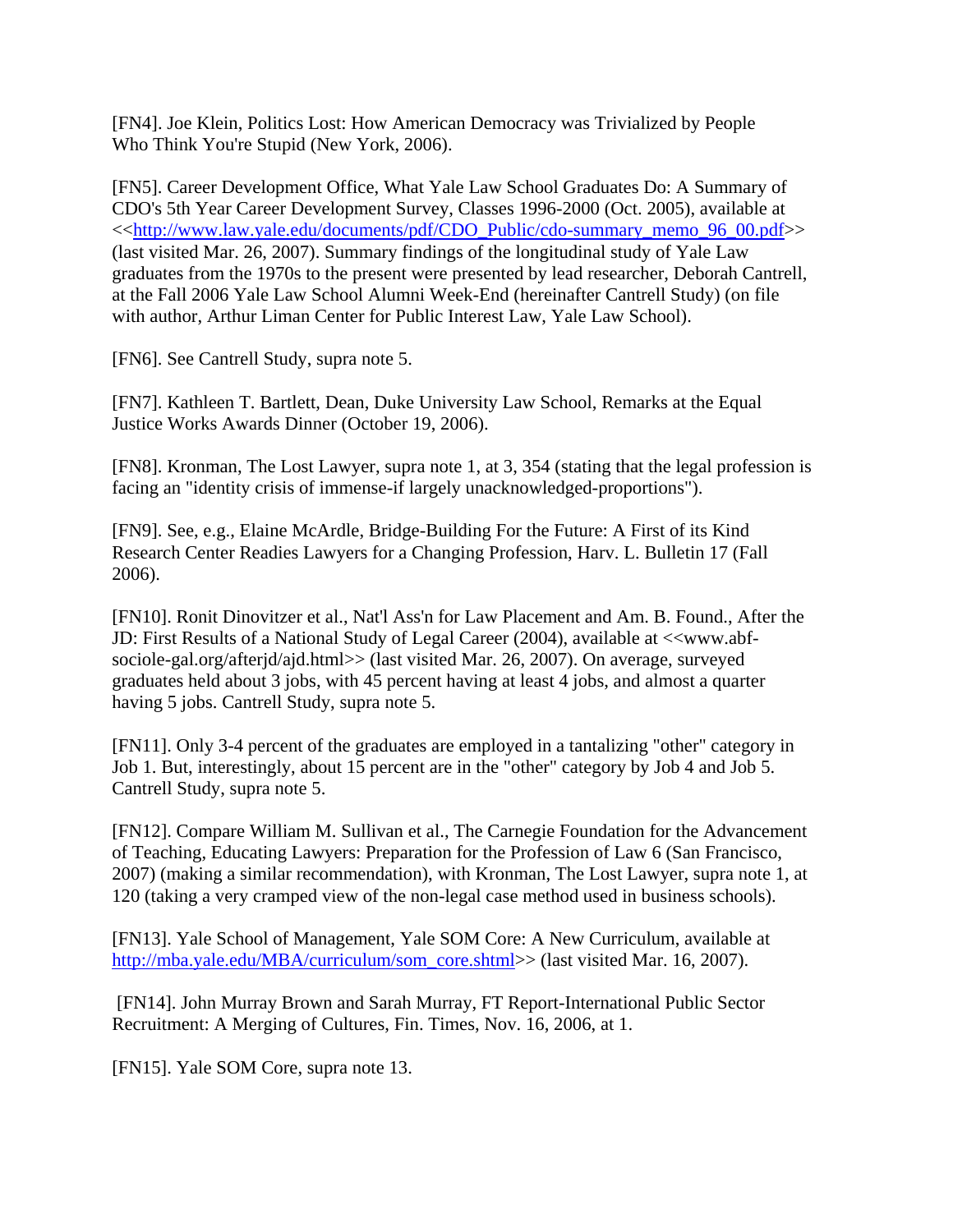[FN4]. Joe Klein, Politics Lost: How American Democracy was Trivialized by People Who Think You're Stupid (New York, 2006).

[FN5]. Career Development Office, What Yale Law School Graduates Do: A Summary of CDO's 5th Year Career Development Survey, Classes 1996-2000 (Oct. 2005), available at <<http://www.law.yale.edu/documents/pdf/CDO_Public/cdo-summary_memo_96_00.pdf>> (last visited Mar. 26, 2007). Summary findings of the longitudinal study of Yale Law graduates from the 1970s to the present were presented by lead researcher, Deborah Cantrell, at the Fall 2006 Yale Law School Alumni Week-End (hereinafter Cantrell Study) (on file with author, Arthur Liman Center for Public Interest Law, Yale Law School).

[FN6]. See Cantrell Study, supra note 5.

[FN7]. Kathleen T. Bartlett, Dean, Duke University Law School, Remarks at the Equal Justice Works Awards Dinner (October 19, 2006).

[FN8]. Kronman, The Lost Lawyer, supra note 1, at 3, 354 (stating that the legal profession is facing an "identity crisis of immense-if largely unacknowledged-proportions").

[FN9]. See, e.g., Elaine McArdle, Bridge-Building For the Future: A First of its Kind Research Center Readies Lawyers for a Changing Profession, Harv. L. Bulletin 17 (Fall 2006).

[FN10]. Ronit Dinovitzer et al., Nat'l Ass'n for Law Placement and Am. B. Found., After the JD: First Results of a National Study of Legal Career (2004), available at <<www.abf-sociole-gal.org/afterjd/ajd.html>> (last visited Mar. 26, 2007). On average, surveyed graduates held about 3 jobs, with 45 percent having at least 4 jobs, and almost a quarter having 5 jobs. Cantrell Study, supra note 5.

[FN11]. Only 3-4 percent of the graduates are employed in a tantalizing "other" category in Job 1. But, interestingly, about 15 percent are in the "other" category by Job 4 and Job 5. Cantrell Study, supra note 5.

[FN12]. Compare William M. Sullivan et al., The Carnegie Foundation for the Advancement of Teaching, Educating Lawyers: Preparation for the Profession of Law 6 (San Francisco, 2007) (making a similar recommendation), with Kronman, The Lost Lawyer, supra note 1, at 120 (taking a very cramped view of the non-legal case method used in business schools).

[FN13]. Yale School of Management, Yale SOM Core: A New Curriculum, available at http://mba.yale.edu/MBA/curriculum/som_core.shtml>> (last visited Mar. 16, 2007).

[FN14]. John Murray Brown and Sarah Murray, FT Report-International Public Sector Recruitment: A Merging of Cultures, Fin. Times, Nov. 16, 2006, at 1.

[FN15]. Yale SOM Core, supra note 13.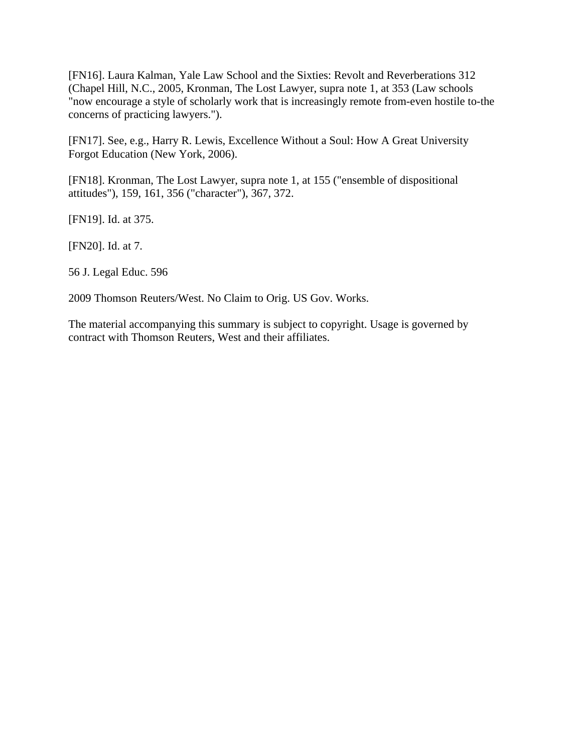[FN16]. Laura Kalman, Yale Law School and the Sixties: Revolt and Reverberations 312 (Chapel Hill, N.C., 2005, Kronman, The Lost Lawyer, supra note 1, at 353 (Law schools "now encourage a style of scholarly work that is increasingly remote from-even hostile to-the concerns of practicing lawyers.").

[FN17]. See, e.g., Harry R. Lewis, Excellence Without a Soul: How A Great University Forgot Education (New York, 2006).

[FN18]. Kronman, The Lost Lawyer, supra note 1, at 155 ("ensemble of dispositional attitudes"), 159, 161, 356 ("character"), 367, 372.

[FN19]. Id. at 375.

[FN20]. Id. at 7.

56 J. Legal Educ. 596

2009 Thomson Reuters/West. No Claim to Orig. US Gov. Works.

The material accompanying this summary is subject to copyright. Usage is governed by contract with Thomson Reuters, West and their affiliates.